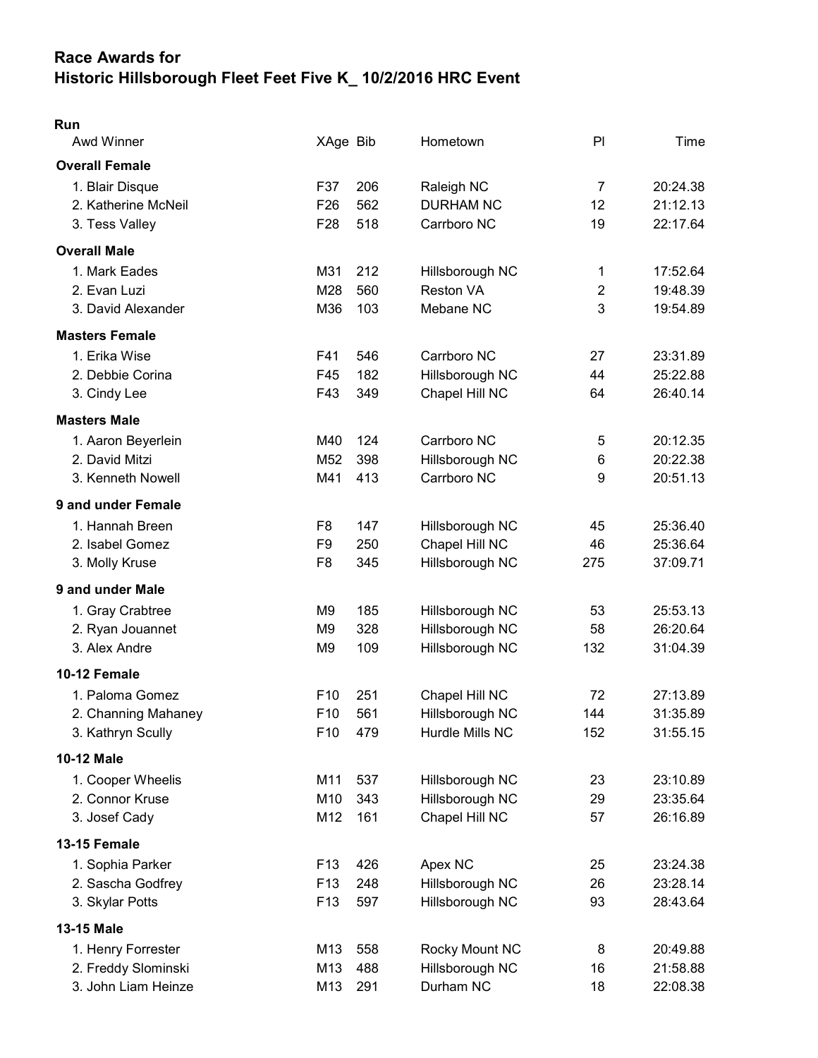# Race Awards for
# Historic Hillsborough Fleet Feet Five K_ 10/2/2016 HRC Event

**Run**

| Awd Winner | XAge | Bib | Hometown | Pl | Time |
|---|---|---|---|---|---|
| **Overall Female** | | | | | |
| 1. Blair Disque | F37 | 206 | Raleigh NC | 7 | 20:24.38 |
| 2. Katherine McNeil | F26 | 562 | DURHAM NC | 12 | 21:12.13 |
| 3. Tess Valley | F28 | 518 | Carrboro NC | 19 | 22:17.64 |
| **Overall Male** | | | | | |
| 1. Mark Eades | M31 | 212 | Hillsborough NC | 1 | 17:52.64 |
| 2. Evan Luzi | M28 | 560 | Reston VA | 2 | 19:48.39 |
| 3. David Alexander | M36 | 103 | Mebane NC | 3 | 19:54.89 |
| **Masters Female** | | | | | |
| 1. Erika Wise | F41 | 546 | Carrboro NC | 27 | 23:31.89 |
| 2. Debbie Corina | F45 | 182 | Hillsborough NC | 44 | 25:22.88 |
| 3. Cindy Lee | F43 | 349 | Chapel Hill NC | 64 | 26:40.14 |
| **Masters Male** | | | | | |
| 1. Aaron Beyerlein | M40 | 124 | Carrboro NC | 5 | 20:12.35 |
| 2. David Mitzi | M52 | 398 | Hillsborough NC | 6 | 20:22.38 |
| 3. Kenneth Nowell | M41 | 413 | Carrboro NC | 9 | 20:51.13 |
| **9 and under Female** | | | | | |
| 1. Hannah Breen | F8 | 147 | Hillsborough NC | 45 | 25:36.40 |
| 2. Isabel Gomez | F9 | 250 | Chapel Hill NC | 46 | 25:36.64 |
| 3. Molly Kruse | F8 | 345 | Hillsborough NC | 275 | 37:09.71 |
| **9 and under Male** | | | | | |
| 1. Gray Crabtree | M9 | 185 | Hillsborough NC | 53 | 25:53.13 |
| 2. Ryan Jouannet | M9 | 328 | Hillsborough NC | 58 | 26:20.64 |
| 3. Alex Andre | M9 | 109 | Hillsborough NC | 132 | 31:04.39 |
| **10-12 Female** | | | | | |
| 1. Paloma Gomez | F10 | 251 | Chapel Hill NC | 72 | 27:13.89 |
| 2. Channing Mahaney | F10 | 561 | Hillsborough NC | 144 | 31:35.89 |
| 3. Kathryn Scully | F10 | 479 | Hurdle Mills NC | 152 | 31:55.15 |
| **10-12 Male** | | | | | |
| 1. Cooper Wheelis | M11 | 537 | Hillsborough NC | 23 | 23:10.89 |
| 2. Connor Kruse | M10 | 343 | Hillsborough NC | 29 | 23:35.64 |
| 3. Josef Cady | M12 | 161 | Chapel Hill NC | 57 | 26:16.89 |
| **13-15 Female** | | | | | |
| 1. Sophia Parker | F13 | 426 | Apex NC | 25 | 23:24.38 |
| 2. Sascha Godfrey | F13 | 248 | Hillsborough NC | 26 | 23:28.14 |
| 3. Skylar Potts | F13 | 597 | Hillsborough NC | 93 | 28:43.64 |
| **13-15 Male** | | | | | |
| 1. Henry Forrester | M13 | 558 | Rocky Mount NC | 8 | 20:49.88 |
| 2. Freddy Slominski | M13 | 488 | Hillsborough NC | 16 | 21:58.88 |
| 3. John Liam Heinze | M13 | 291 | Durham NC | 18 | 22:08.38 |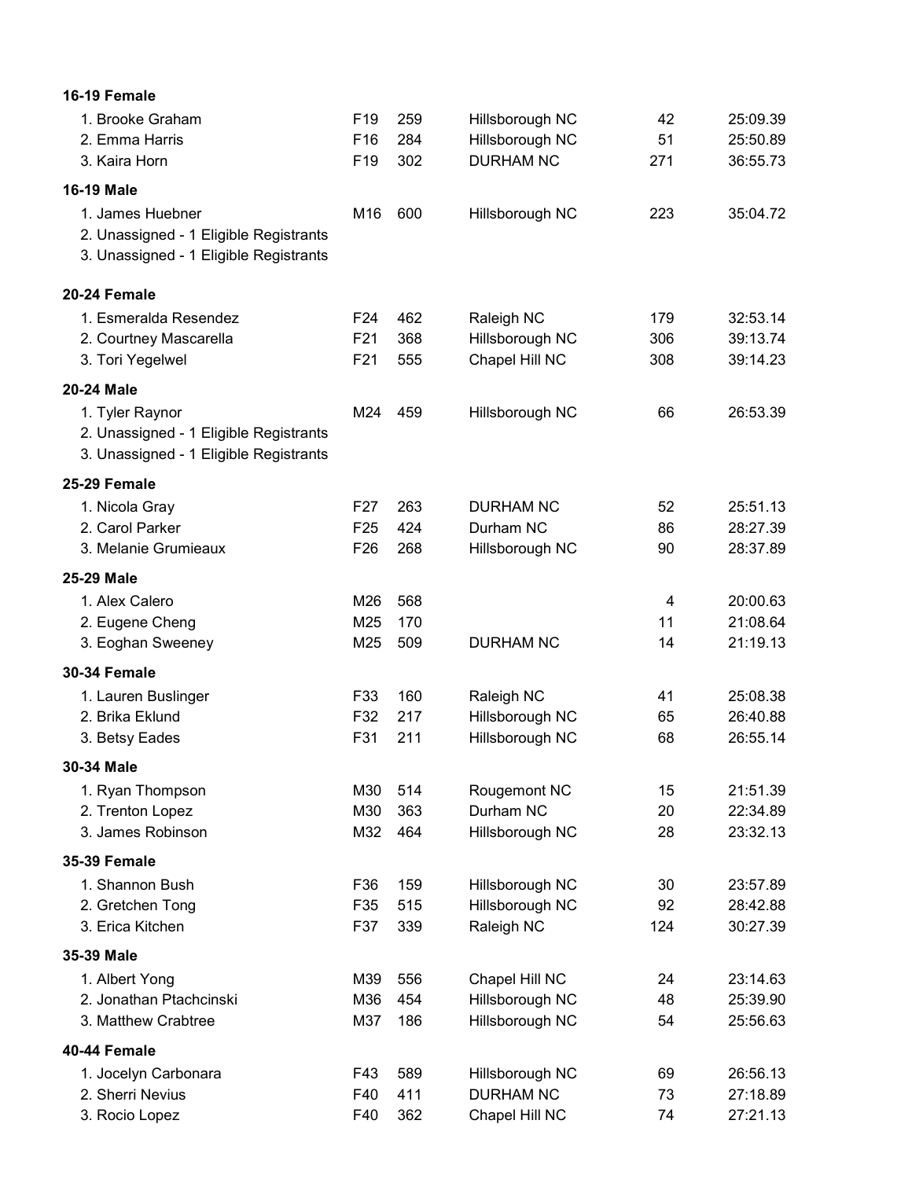**16-19 Female**

| Place | Name | Age | Bib | City | Overall | Time |
|---|---|---|---|---|---|---|
| 1. | Brooke Graham | F19 | 259 | Hillsborough NC | 42 | 25:09.39 |
| 2. | Emma Harris | F16 | 284 | Hillsborough NC | 51 | 25:50.89 |
| 3. | Kaira Horn | F19 | 302 | DURHAM NC | 271 | 36:55.73 |

**16-19 Male**

| Place | Name | Age | Bib | City | Overall | Time |
|---|---|---|---|---|---|---|
| 1. | James Huebner | M16 | 600 | Hillsborough NC | 223 | 35:04.72 |
| 2. | Unassigned - 1 Eligible Registrants | | | | | |
| 3. | Unassigned - 1 Eligible Registrants | | | | | |

**20-24 Female**

| Place | Name | Age | Bib | City | Overall | Time |
|---|---|---|---|---|---|---|
| 1. | Esmeralda Resendez | F24 | 462 | Raleigh NC | 179 | 32:53.14 |
| 2. | Courtney Mascarella | F21 | 368 | Hillsborough NC | 306 | 39:13.74 |
| 3. | Tori Yegelwel | F21 | 555 | Chapel Hill NC | 308 | 39:14.23 |

**20-24 Male**

| Place | Name | Age | Bib | City | Overall | Time |
|---|---|---|---|---|---|---|
| 1. | Tyler Raynor | M24 | 459 | Hillsborough NC | 66 | 26:53.39 |
| 2. | Unassigned - 1 Eligible Registrants | | | | | |
| 3. | Unassigned - 1 Eligible Registrants | | | | | |

**25-29 Female**

| Place | Name | Age | Bib | City | Overall | Time |
|---|---|---|---|---|---|---|
| 1. | Nicola Gray | F27 | 263 | DURHAM NC | 52 | 25:51.13 |
| 2. | Carol Parker | F25 | 424 | Durham NC | 86 | 28:27.39 |
| 3. | Melanie Grumieaux | F26 | 268 | Hillsborough NC | 90 | 28:37.89 |

**25-29 Male**

| Place | Name | Age | Bib | City | Overall | Time |
|---|---|---|---|---|---|---|
| 1. | Alex Calero | M26 | 568 | | 4 | 20:00.63 |
| 2. | Eugene Cheng | M25 | 170 | | 11 | 21:08.64 |
| 3. | Eoghan Sweeney | M25 | 509 | DURHAM NC | 14 | 21:19.13 |

**30-34 Female**

| Place | Name | Age | Bib | City | Overall | Time |
|---|---|---|---|---|---|---|
| 1. | Lauren Buslinger | F33 | 160 | Raleigh NC | 41 | 25:08.38 |
| 2. | Brika Eklund | F32 | 217 | Hillsborough NC | 65 | 26:40.88 |
| 3. | Betsy Eades | F31 | 211 | Hillsborough NC | 68 | 26:55.14 |

**30-34 Male**

| Place | Name | Age | Bib | City | Overall | Time |
|---|---|---|---|---|---|---|
| 1. | Ryan Thompson | M30 | 514 | Rougemont NC | 15 | 21:51.39 |
| 2. | Trenton Lopez | M30 | 363 | Durham NC | 20 | 22:34.89 |
| 3. | James Robinson | M32 | 464 | Hillsborough NC | 28 | 23:32.13 |

**35-39 Female**

| Place | Name | Age | Bib | City | Overall | Time |
|---|---|---|---|---|---|---|
| 1. | Shannon Bush | F36 | 159 | Hillsborough NC | 30 | 23:57.89 |
| 2. | Gretchen Tong | F35 | 515 | Hillsborough NC | 92 | 28:42.88 |
| 3. | Erica Kitchen | F37 | 339 | Raleigh NC | 124 | 30:27.39 |

**35-39 Male**

| Place | Name | Age | Bib | City | Overall | Time |
|---|---|---|---|---|---|---|
| 1. | Albert Yong | M39 | 556 | Chapel Hill NC | 24 | 23:14.63 |
| 2. | Jonathan Ptachcinski | M36 | 454 | Hillsborough NC | 48 | 25:39.90 |
| 3. | Matthew Crabtree | M37 | 186 | Hillsborough NC | 54 | 25:56.63 |

**40-44 Female**

| Place | Name | Age | Bib | City | Overall | Time |
|---|---|---|---|---|---|---|
| 1. | Jocelyn Carbonara | F43 | 589 | Hillsborough NC | 69 | 26:56.13 |
| 2. | Sherri Nevius | F40 | 411 | DURHAM NC | 73 | 27:18.89 |
| 3. | Rocio Lopez | F40 | 362 | Chapel Hill NC | 74 | 27:21.13 |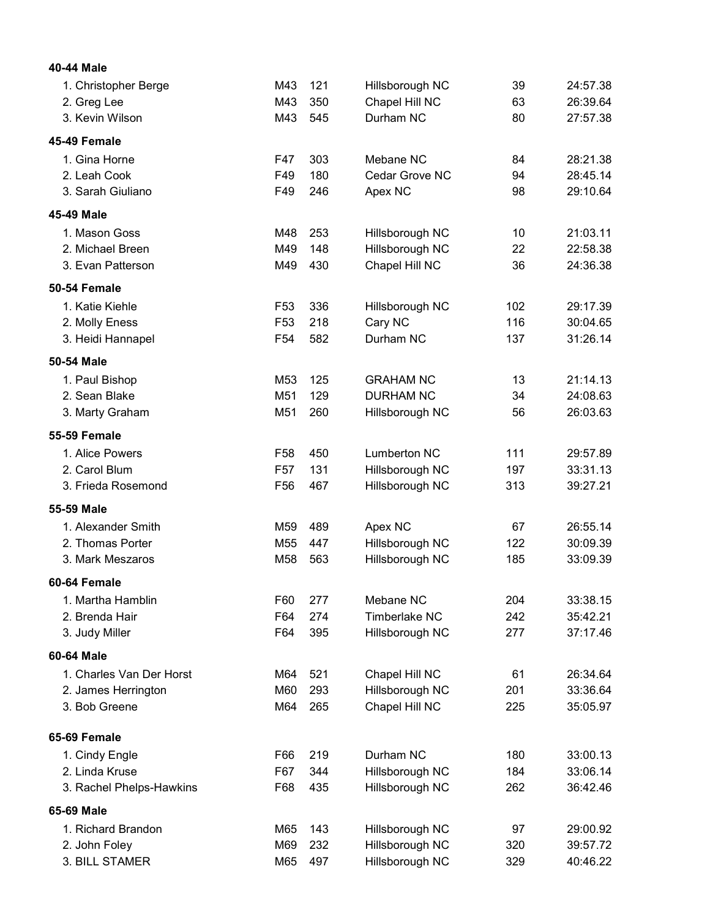**40-44 Male**

| | | | | | |
|---|---|---|---|---|---|
| 1. Christopher Berge | M43 | 121 | Hillsborough NC | 39 | 24:57.38 |
| 2. Greg Lee | M43 | 350 | Chapel Hill NC | 63 | 26:39.64 |
| 3. Kevin Wilson | M43 | 545 | Durham NC | 80 | 27:57.38 |

**45-49 Female**

| | | | | | |
|---|---|---|---|---|---|
| 1. Gina Horne | F47 | 303 | Mebane NC | 84 | 28:21.38 |
| 2. Leah Cook | F49 | 180 | Cedar Grove NC | 94 | 28:45.14 |
| 3. Sarah Giuliano | F49 | 246 | Apex NC | 98 | 29:10.64 |

**45-49 Male**

| | | | | | |
|---|---|---|---|---|---|
| 1. Mason Goss | M48 | 253 | Hillsborough NC | 10 | 21:03.11 |
| 2. Michael Breen | M49 | 148 | Hillsborough NC | 22 | 22:58.38 |
| 3. Evan Patterson | M49 | 430 | Chapel Hill NC | 36 | 24:36.38 |

**50-54 Female**

| | | | | | |
|---|---|---|---|---|---|
| 1. Katie Kiehle | F53 | 336 | Hillsborough NC | 102 | 29:17.39 |
| 2. Molly Eness | F53 | 218 | Cary NC | 116 | 30:04.65 |
| 3. Heidi Hannapel | F54 | 582 | Durham NC | 137 | 31:26.14 |

**50-54 Male**

| | | | | | |
|---|---|---|---|---|---|
| 1. Paul Bishop | M53 | 125 | GRAHAM NC | 13 | 21:14.13 |
| 2. Sean Blake | M51 | 129 | DURHAM NC | 34 | 24:08.63 |
| 3. Marty Graham | M51 | 260 | Hillsborough NC | 56 | 26:03.63 |

**55-59 Female**

| | | | | | |
|---|---|---|---|---|---|
| 1. Alice Powers | F58 | 450 | Lumberton NC | 111 | 29:57.89 |
| 2. Carol Blum | F57 | 131 | Hillsborough NC | 197 | 33:31.13 |
| 3. Frieda Rosemond | F56 | 467 | Hillsborough NC | 313 | 39:27.21 |

**55-59 Male**

| | | | | | |
|---|---|---|---|---|---|
| 1. Alexander Smith | M59 | 489 | Apex NC | 67 | 26:55.14 |
| 2. Thomas Porter | M55 | 447 | Hillsborough NC | 122 | 30:09.39 |
| 3. Mark Meszaros | M58 | 563 | Hillsborough NC | 185 | 33:09.39 |

**60-64 Female**

| | | | | | |
|---|---|---|---|---|---|
| 1. Martha Hamblin | F60 | 277 | Mebane NC | 204 | 33:38.15 |
| 2. Brenda Hair | F64 | 274 | Timberlake NC | 242 | 35:42.21 |
| 3. Judy Miller | F64 | 395 | Hillsborough NC | 277 | 37:17.46 |

**60-64 Male**

| | | | | | |
|---|---|---|---|---|---|
| 1. Charles Van Der Horst | M64 | 521 | Chapel Hill NC | 61 | 26:34.64 |
| 2. James Herrington | M60 | 293 | Hillsborough NC | 201 | 33:36.64 |
| 3. Bob Greene | M64 | 265 | Chapel Hill NC | 225 | 35:05.97 |

**65-69 Female**

| | | | | | |
|---|---|---|---|---|---|
| 1. Cindy Engle | F66 | 219 | Durham NC | 180 | 33:00.13 |
| 2. Linda Kruse | F67 | 344 | Hillsborough NC | 184 | 33:06.14 |
| 3. Rachel Phelps-Hawkins | F68 | 435 | Hillsborough NC | 262 | 36:42.46 |

**65-69 Male**

| | | | | | |
|---|---|---|---|---|---|
| 1. Richard Brandon | M65 | 143 | Hillsborough NC | 97 | 29:00.92 |
| 2. John Foley | M69 | 232 | Hillsborough NC | 320 | 39:57.72 |
| 3. BILL STAMER | M65 | 497 | Hillsborough NC | 329 | 40:46.22 |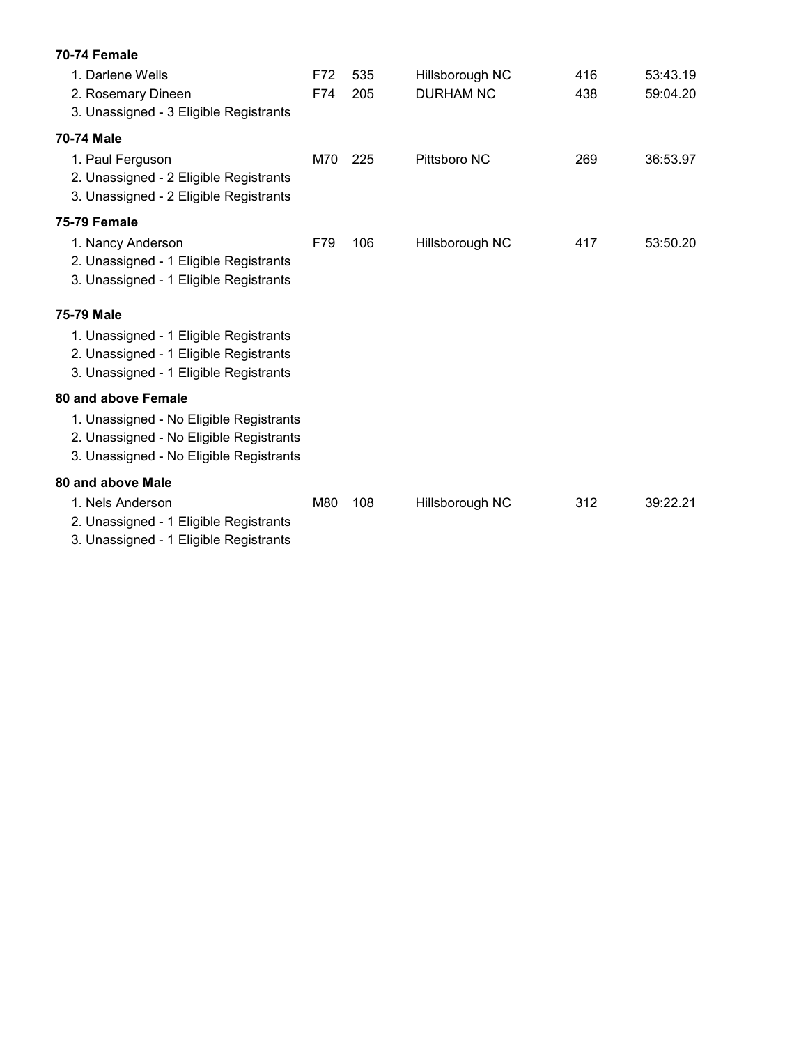**70-74 Female**

| | | | | | |
|---|---|---|---|---|---|
| 1. Darlene Wells | F72 | 535 | Hillsborough NC | 416 | 53:43.19 |
| 2. Rosemary Dineen | F74 | 205 | DURHAM NC | 438 | 59:04.20 |
| 3. Unassigned - 3 Eligible Registrants | | | | | |

**70-74 Male**

| | | | | | |
|---|---|---|---|---|---|
| 1. Paul Ferguson | M70 | 225 | Pittsboro NC | 269 | 36:53.97 |
| 2. Unassigned - 2 Eligible Registrants | | | | | |
| 3. Unassigned - 2 Eligible Registrants | | | | | |

**75-79 Female**

| | | | | | |
|---|---|---|---|---|---|
| 1. Nancy Anderson | F79 | 106 | Hillsborough NC | 417 | 53:50.20 |
| 2. Unassigned - 1 Eligible Registrants | | | | | |
| 3. Unassigned - 1 Eligible Registrants | | | | | |

**75-79 Male**

1. Unassigned - 1 Eligible Registrants
2. Unassigned - 1 Eligible Registrants
3. Unassigned - 1 Eligible Registrants

**80 and above Female**

1. Unassigned - No Eligible Registrants
2. Unassigned - No Eligible Registrants
3. Unassigned - No Eligible Registrants

**80 and above Male**

| | | | | | |
|---|---|---|---|---|---|
| 1. Nels Anderson | M80 | 108 | Hillsborough NC | 312 | 39:22.21 |
| 2. Unassigned - 1 Eligible Registrants | | | | | |
| 3. Unassigned - 1 Eligible Registrants | | | | | |